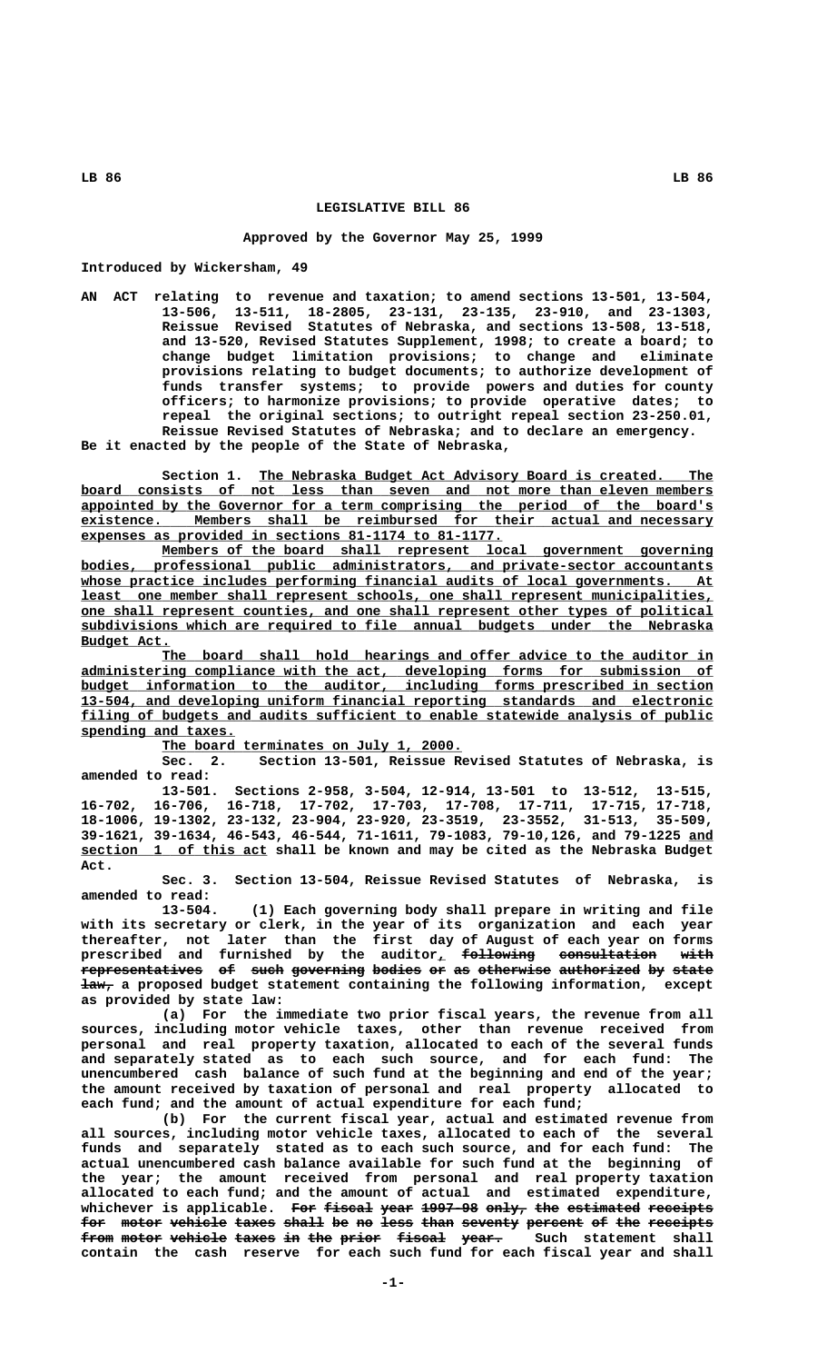# LEGISLATIVE BILL 86

### Approved by the Governor May 25, 1999

Introduced by Wickersham, 49

AN ACT relating to revenue and taxation; to amend sections 13-501, 13-504, 13-506, 13-511, 18-2805, 23-131, 23-135, 23-910, and 23-1303, Reissue Revised Statutes of Nebraska, and sections 13-508, 13-518, and 13-520, Revised Statutes Supplement, 1998; to create a board; to change budget limitation provisions; to change and eliminate provisions relating to budget documents; to authorize development of funds transfer systems; to provide powers and duties for county officers; to harmonize provisions; to provide operative dates; to repeal the original sections; to outright repeal section 23-250.01, Reissue Revised Statutes of Nebraska; and to declare an emergency.

Be it enacted by the people of the State of Nebraska,

Section 1. The Nebraska Budget Act Advisory Board is created. The board consists of not less than seven and not more than eleven members appointed by the Governor for a term comprising the period of the board's existence. Members shall be reimbursed for their actual and necessary expenses as provided in sections 81-1174 to 81-1177.

Members of the board shall represent local government governing bodies, professional public administrators, and private-sector accountants whose practice includes performing financial audits of local governments. At least one member shall represent schools, one shall represent municipalities, one shall represent counties, and one shall represent other types of political subdivisions which are required to file annual budgets under the Nebraska Budget Act.

The board shall hold hearings and offer advice to the auditor in administering compliance with the act, developing forms for submission of budget information to the auditor, including forms prescribed in section 13-504, and developing uniform financial reporting standards and electronic filing of budgets and audits sufficient to enable statewide analysis of public spending and taxes.

The board terminates on July 1, 2000.

Sec. 2. Section 13-501, Reissue Revised Statutes of Nebraska, is amended to read:

13-501. Sections 2-958, 3-504, 12-914, 13-501 to 13-512, 13-515, 16-702, 16-706, 16-718, 17-702, 17-703, 17-708, 17-711, 17-715, 17-718, 18-1006, 19-1302, 23-132, 23-904, 23-920, 23-3519, 23-3552, 31-513, 35-509, 39-1621, 39-1634, 46-543, 46-544, 71-1611, 79-1083, 79-10,126, and 79-1225 and section 1 of this act shall be known and may be cited as the Nebraska Budget Act.

Sec. 3. Section 13-504, Reissue Revised Statutes of Nebraska, is amended to read:

13-504. (1) Each governing body shall prepare in writing and file with its secretary or clerk, in the year of its organization and each year thereafter, not later than the first day of August of each year on forms prescribed and furnished by the auditor, ~~following consultation with representatives of such governing bodies or as otherwise authorized by state law,~~ a proposed budget statement containing the following information, except as provided by state law:

(a) For the immediate two prior fiscal years, the revenue from all sources, including motor vehicle taxes, other than revenue received from personal and real property taxation, allocated to each of the several funds and separately stated as to each such source, and for each fund: The unencumbered cash balance of such fund at the beginning and end of the year; the amount received by taxation of personal and real property allocated to each fund; and the amount of actual expenditure for each fund;

(b) For the current fiscal year, actual and estimated revenue from all sources, including motor vehicle taxes, allocated to each of the several funds and separately stated as to each such source, and for each fund: The actual unencumbered cash balance available for such fund at the beginning of the year; the amount received from personal and real property taxation allocated to each fund; and the amount of actual and estimated expenditure, whichever is applicable. ~~For fiscal year 1997-98 only, the estimated receipts for motor vehicle taxes shall be no less than seventy percent of the receipts from motor vehicle taxes in the prior fiscal year.~~ Such statement shall contain the cash reserve for each such fund for each fiscal year and shall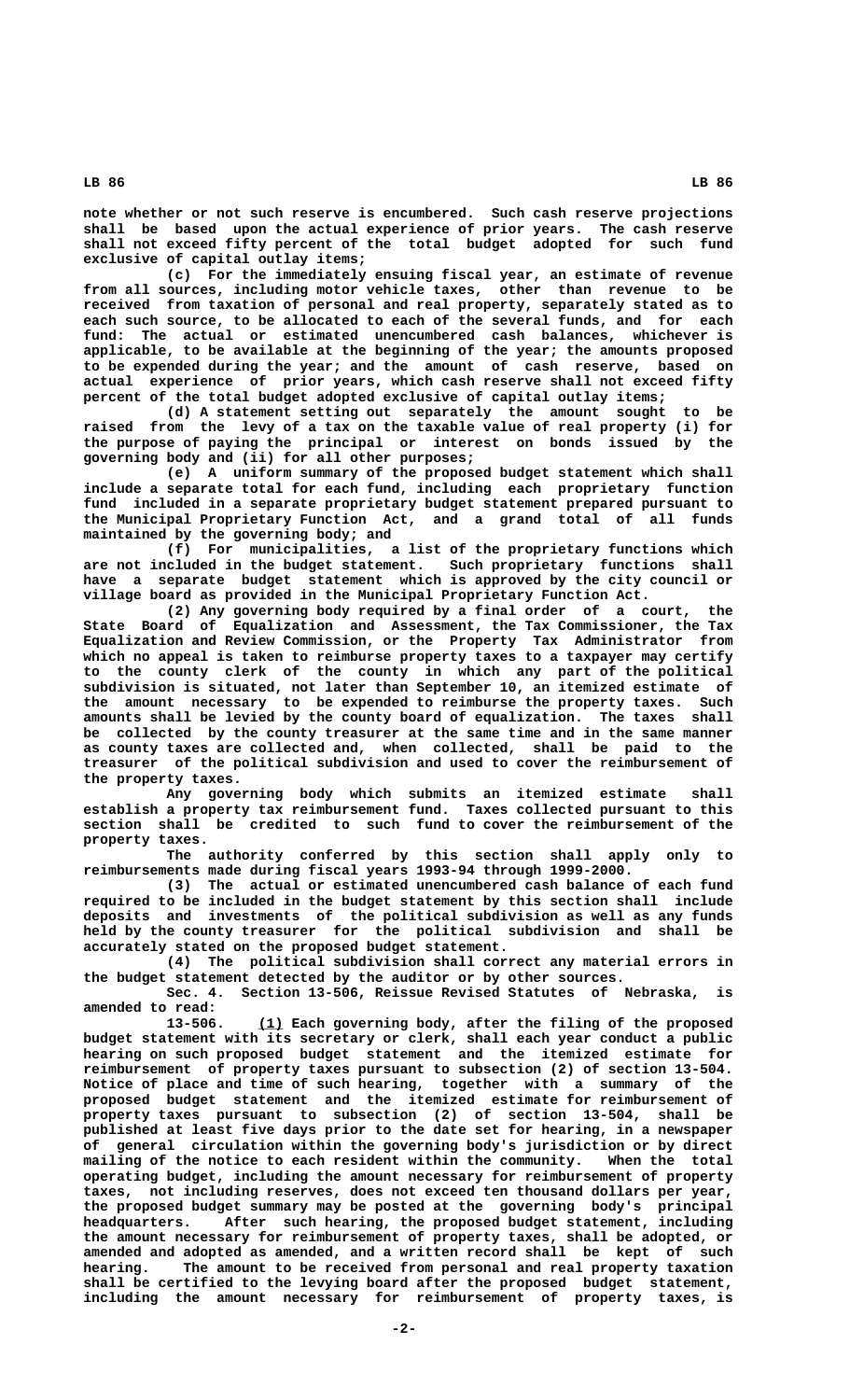note whether or not such reserve is encumbered. Such cash reserve projections shall be based upon the actual experience of prior years. The cash reserve shall not exceed fifty percent of the total budget adopted for such fund exclusive of capital outlay items;

(c) For the immediately ensuing fiscal year, an estimate of revenue from all sources, including motor vehicle taxes, other than revenue to be received from taxation of personal and real property, separately stated as to each such source, to be allocated to each of the several funds, and for each fund: The actual or estimated unencumbered cash balances, whichever is applicable, to be available at the beginning of the year; the amounts proposed to be expended during the year; and the amount of cash reserve, based on actual experience of prior years, which cash reserve shall not exceed fifty percent of the total budget adopted exclusive of capital outlay items;

(d) A statement setting out separately the amount sought to be raised from the levy of a tax on the taxable value of real property (i) for the purpose of paying the principal or interest on bonds issued by the governing body and (ii) for all other purposes;

(e) A uniform summary of the proposed budget statement which shall include a separate total for each fund, including each proprietary function fund included in a separate proprietary budget statement prepared pursuant to the Municipal Proprietary Function Act, and a grand total of all funds maintained by the governing body; and

(f) For municipalities, a list of the proprietary functions which are not included in the budget statement. Such proprietary functions shall have a separate budget statement which is approved by the city council or village board as provided in the Municipal Proprietary Function Act.

(2) Any governing body required by a final order of a court, the State Board of Equalization and Assessment, the Tax Commissioner, the Tax Equalization and Review Commission, or the Property Tax Administrator from which no appeal is taken to reimburse property taxes to a taxpayer may certify to the county clerk of the county in which any part of the political subdivision is situated, not later than September 10, an itemized estimate of the amount necessary to be expended to reimburse the property taxes. Such amounts shall be levied by the county board of equalization. The taxes shall be collected by the county treasurer at the same time and in the same manner as county taxes are collected and, when collected, shall be paid to the treasurer of the political subdivision and used to cover the reimbursement of the property taxes.

Any governing body which submits an itemized estimate shall establish a property tax reimbursement fund. Taxes collected pursuant to this section shall be credited to such fund to cover the reimbursement of the property taxes.

The authority conferred by this section shall apply only to reimbursements made during fiscal years 1993-94 through 1999-2000.

(3) The actual or estimated unencumbered cash balance of each fund required to be included in the budget statement by this section shall include deposits and investments of the political subdivision as well as any funds held by the county treasurer for the political subdivision and shall be accurately stated on the proposed budget statement.

(4) The political subdivision shall correct any material errors in the budget statement detected by the auditor or by other sources.

Sec. 4. Section 13-506, Reissue Revised Statutes of Nebraska, is amended to read:

13-506. (1) Each governing body, after the filing of the proposed budget statement with its secretary or clerk, shall each year conduct a public hearing on such proposed budget statement and the itemized estimate for reimbursement of property taxes pursuant to subsection (2) of section 13-504. Notice of place and time of such hearing, together with a summary of the proposed budget statement and the itemized estimate for reimbursement of property taxes pursuant to subsection (2) of section 13-504, shall be published at least five days prior to the date set for hearing, in a newspaper of general circulation within the governing body's jurisdiction or by direct mailing of the notice to each resident within the community. When the total operating budget, including the amount necessary for reimbursement of property taxes, not including reserves, does not exceed ten thousand dollars per year, the proposed budget summary may be posted at the governing body's principal headquarters. After such hearing, the proposed budget statement, including the amount necessary for reimbursement of property taxes, shall be adopted, or amended and adopted as amended, and a written record shall be kept of such hearing. The amount to be received from personal and real property taxation shall be certified to the levying board after the proposed budget statement, including the amount necessary for reimbursement of property taxes, is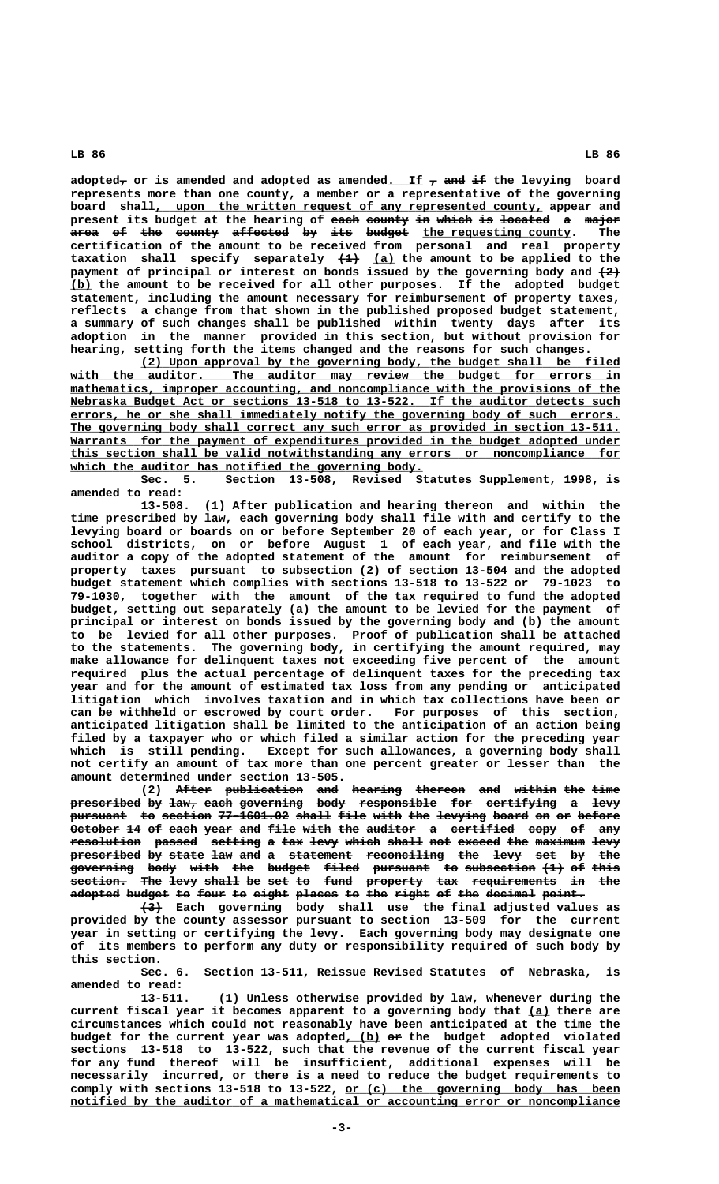adopted, or is amended and adopted as amended. If , and if the levying board represents more than one county, a member or a representative of the governing board shall, upon the written request of any represented county, appear and present its budget at the hearing of each county in which is located a major area of the county affected by its budget the requesting county. The certification of the amount to be received from personal and real property taxation shall specify separately (1) (a) the amount to be applied to the payment of principal or interest on bonds issued by the governing body and (2) (b) the amount to be received for all other purposes. If the adopted budget statement, including the amount necessary for reimbursement of property taxes, reflects a change from that shown in the published proposed budget statement, a summary of such changes shall be published within twenty days after its adoption in the manner provided in this section, but without provision for hearing, setting forth the items changed and the reasons for such changes.

(2) Upon approval by the governing body, the budget shall be filed with the auditor. The auditor may review the budget for errors in mathematics, improper accounting, and noncompliance with the provisions of the Nebraska Budget Act or sections 13-518 to 13-522. If the auditor detects such errors, he or she shall immediately notify the governing body of such errors. The governing body shall correct any such error as provided in section 13-511. Warrants for the payment of expenditures provided in the budget adopted under this section shall be valid notwithstanding any errors or noncompliance for which the auditor has notified the governing body.

Sec. 5. Section 13-508, Revised Statutes Supplement, 1998, is amended to read:

13-508. (1) After publication and hearing thereon and within the time prescribed by law, each governing body shall file with and certify to the levying board or boards on or before September 20 of each year, or for Class I school districts, on or before August 1 of each year, and file with the auditor a copy of the adopted statement of the amount for reimbursement of property taxes pursuant to subsection (2) of section 13-504 and the adopted budget statement which complies with sections 13-518 to 13-522 or 79-1023 to 79-1030, together with the amount of the tax required to fund the adopted budget, setting out separately (a) the amount to be levied for the payment of principal or interest on bonds issued by the governing body and (b) the amount to be levied for all other purposes. Proof of publication shall be attached to the statements. The governing body, in certifying the amount required, may make allowance for delinquent taxes not exceeding five percent of the amount required plus the actual percentage of delinquent taxes for the preceding tax year and for the amount of estimated tax loss from any pending or anticipated litigation which involves taxation and in which tax collections have been or can be withheld or escrowed by court order. For purposes of this section, anticipated litigation shall be limited to the anticipation of an action being filed by a taxpayer who or which filed a similar action for the preceding year which is still pending. Except for such allowances, a governing body shall not certify an amount of tax more than one percent greater or lesser than the amount determined under section 13-505.

(2) After publication and hearing thereon and within the time prescribed by law, each governing body responsible for certifying a levy pursuant to section 77-1601.02 shall file with the levying board on or before October 14 of each year and file with the auditor a certified copy of any resolution passed setting a tax levy which shall not exceed the maximum levy prescribed by state law and a statement reconciling the levy set by the governing body with the budget filed pursuant to subsection (1) of this section. The levy shall be set to fund property tax requirements in the adopted budget to four to eight places to the right of the decimal point.

(3) Each governing body shall use the final adjusted values as provided by the county assessor pursuant to section 13-509 for the current year in setting or certifying the levy. Each governing body may designate one of its members to perform any duty or responsibility required of such body by this section.

Sec. 6. Section 13-511, Reissue Revised Statutes of Nebraska, is amended to read:

13-511. (1) Unless otherwise provided by law, whenever during the current fiscal year it becomes apparent to a governing body that (a) there are circumstances which could not reasonably have been anticipated at the time the budget for the current year was adopted, (b) or the budget adopted violated sections 13-518 to 13-522, such that the revenue of the current fiscal year for any fund thereof will be insufficient, additional expenses will be necessarily incurred, or there is a need to reduce the budget requirements to comply with sections 13-518 to 13-522, or (c) the governing body has been notified by the auditor of a mathematical or accounting error or noncompliance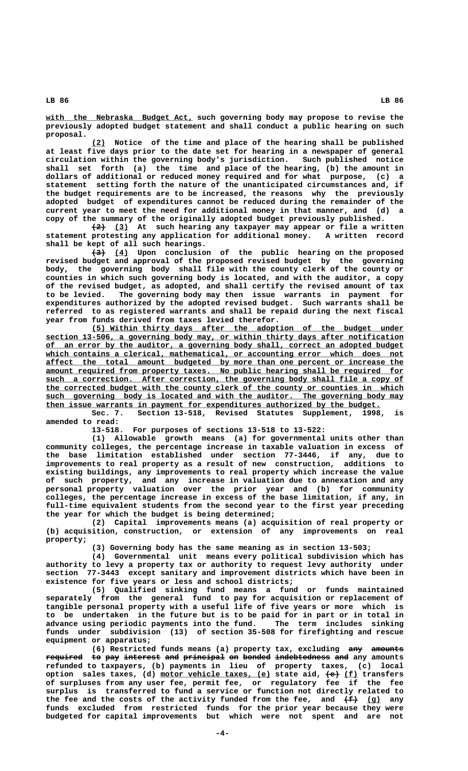with the Nebraska Budget Act, such governing body may propose to revise the previously adopted budget statement and shall conduct a public hearing on such proposal.

(2) Notice of the time and place of the hearing shall be published at least five days prior to the date set for hearing in a newspaper of general circulation within the governing body's jurisdiction. Such published notice shall set forth (a) the time and place of the hearing, (b) the amount in dollars of additional or reduced money required and for what purpose, (c) a statement setting forth the nature of the unanticipated circumstances and, if the budget requirements are to be increased, the reasons why the previously adopted budget of expenditures cannot be reduced during the remainder of the current year to meet the need for additional money in that manner, and (d) a copy of the summary of the originally adopted budget previously published.

~~(2)~~ (3) At such hearing any taxpayer may appear or file a written statement protesting any application for additional money. A written record shall be kept of all such hearings.

~~(3)~~ (4) Upon conclusion of the public hearing on the proposed revised budget and approval of the proposed revised budget by the governing body, the governing body shall file with the county clerk of the county or counties in which such governing body is located, and with the auditor, a copy of the revised budget, as adopted, and shall certify the revised amount of tax to be levied. The governing body may then issue warrants in payment for expenditures authorized by the adopted revised budget. Such warrants shall be referred to as registered warrants and shall be repaid during the next fiscal year from funds derived from taxes levied therefor.

(5) Within thirty days after the adoption of the budget under section 13-506, a governing body may, or within thirty days after notification of an error by the auditor, a governing body shall, correct an adopted budget which contains a clerical, mathematical, or accounting error which does not affect the total amount budgeted by more than one percent or increase the amount required from property taxes. No public hearing shall be required for such a correction. After correction, the governing body shall file a copy of the corrected budget with the county clerk of the county or counties in which such governing body is located and with the auditor. The governing body may then issue warrants in payment for expenditures authorized by the budget.

Sec. 7. Section 13-518, Revised Statutes Supplement, 1998, is amended to read:

13-518. For purposes of sections 13-518 to 13-522:

(1) Allowable growth means (a) for governmental units other than community colleges, the percentage increase in taxable valuation in excess of the base limitation established under section 77-3446, if any, due to improvements to real property as a result of new construction, additions to existing buildings, any improvements to real property which increase the value of such property, and any increase in valuation due to annexation and any personal property valuation over the prior year and (b) for community colleges, the percentage increase in excess of the base limitation, if any, in full-time equivalent students from the second year to the first year preceding the year for which the budget is being determined;

(2) Capital improvements means (a) acquisition of real property or (b) acquisition, construction, or extension of any improvements on real property;

(3) Governing body has the same meaning as in section 13-503;

(4) Governmental unit means every political subdivision which has authority to levy a property tax or authority to request levy authority under section 77-3443 except sanitary and improvement districts which have been in existence for five years or less and school districts;

(5) Qualified sinking fund means a fund or funds maintained separately from the general fund to pay for acquisition or replacement of tangible personal property with a useful life of five years or more which is to be undertaken in the future but is to be paid for in part or in total in advance using periodic payments into the fund. The term includes sinking funds under subdivision (13) of section 35-508 for firefighting and rescue equipment or apparatus;

(6) Restricted funds means (a) property tax, excluding ~~any amounts required to pay interest and principal on bonded indebtedness and~~ any amounts refunded to taxpayers, (b) payments in lieu of property taxes, (c) local option sales taxes, (d) motor vehicle taxes, (e) state aid, ~~(e)~~ (f) transfers of surpluses from any user fee, permit fee, or regulatory fee if the fee surplus is transferred to fund a service or function not directly related to the fee and the costs of the activity funded from the fee, and ~~(f)~~ (g) any funds excluded from restricted funds for the prior year because they were budgeted for capital improvements but which were not spent and are not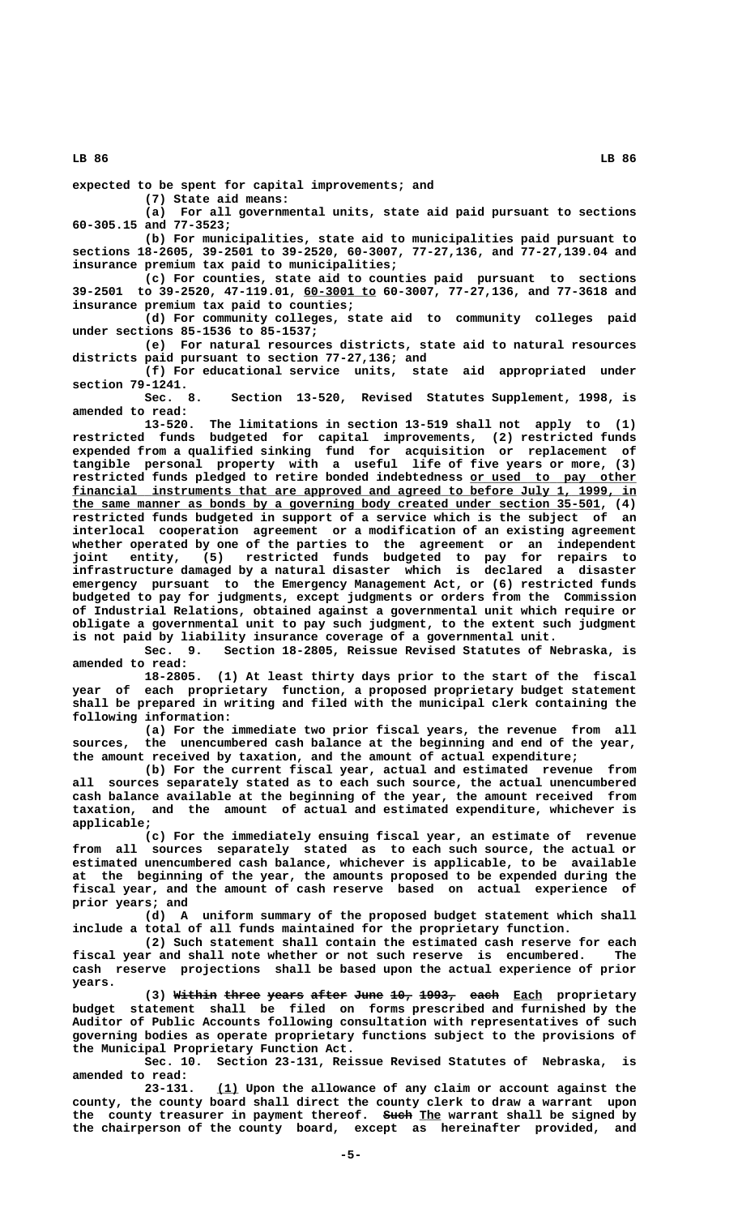expected to be spent for capital improvements; and

(7) State aid means:

(a) For all governmental units, state aid paid pursuant to sections 60-305.15 and 77-3523;

(b) For municipalities, state aid to municipalities paid pursuant to sections 18-2605, 39-2501 to 39-2520, 60-3007, 77-27,136, and 77-27,139.04 and insurance premium tax paid to municipalities;

(c) For counties, state aid to counties paid pursuant to sections 39-2501 to 39-2520, 47-119.01, 60-3001 to 60-3007, 77-27,136, and 77-3618 and insurance premium tax paid to counties;

(d) For community colleges, state aid to community colleges paid under sections 85-1536 to 85-1537;

(e) For natural resources districts, state aid to natural resources districts paid pursuant to section 77-27,136; and

(f) For educational service units, state aid appropriated under section 79-1241.

Sec. 8. Section 13-520, Revised Statutes Supplement, 1998, is amended to read:

13-520. The limitations in section 13-519 shall not apply to (1) restricted funds budgeted for capital improvements, (2) restricted funds expended from a qualified sinking fund for acquisition or replacement of tangible personal property with a useful life of five years or more, (3) restricted funds pledged to retire bonded indebtedness or used to pay other financial instruments that are approved and agreed to before July 1, 1999, in the same manner as bonds by a governing body created under section 35-501, (4) restricted funds budgeted in support of a service which is the subject of an interlocal cooperation agreement or a modification of an existing agreement whether operated by one of the parties to the agreement or an independent joint entity, (5) restricted funds budgeted to pay for repairs to infrastructure damaged by a natural disaster which is declared a disaster emergency pursuant to the Emergency Management Act, or (6) restricted funds budgeted to pay for judgments, except judgments or orders from the Commission of Industrial Relations, obtained against a governmental unit which require or obligate a governmental unit to pay such judgment, to the extent such judgment is not paid by liability insurance coverage of a governmental unit.

Sec. 9. Section 18-2805, Reissue Revised Statutes of Nebraska, is amended to read:

18-2805. (1) At least thirty days prior to the start of the fiscal year of each proprietary function, a proposed proprietary budget statement shall be prepared in writing and filed with the municipal clerk containing the following information:

(a) For the immediate two prior fiscal years, the revenue from all sources, the unencumbered cash balance at the beginning and end of the year, the amount received by taxation, and the amount of actual expenditure;

(b) For the current fiscal year, actual and estimated revenue from all sources separately stated as to each such source, the actual unencumbered cash balance available at the beginning of the year, the amount received from taxation, and the amount of actual and estimated expenditure, whichever is applicable;

(c) For the immediately ensuing fiscal year, an estimate of revenue from all sources separately stated as to each such source, the actual or estimated unencumbered cash balance, whichever is applicable, to be available at the beginning of the year, the amounts proposed to be expended during the fiscal year, and the amount of cash reserve based on actual experience of prior years; and

(d) A uniform summary of the proposed budget statement which shall include a total of all funds maintained for the proprietary function.

(2) Such statement shall contain the estimated cash reserve for each fiscal year and shall note whether or not such reserve is encumbered. The cash reserve projections shall be based upon the actual experience of prior years.

(3) ~~Within three years after June 10, 1993, each~~ Each proprietary budget statement shall be filed on forms prescribed and furnished by the Auditor of Public Accounts following consultation with representatives of such governing bodies as operate proprietary functions subject to the provisions of the Municipal Proprietary Function Act.

Sec. 10. Section 23-131, Reissue Revised Statutes of Nebraska, is amended to read:

23-131. (1) Upon the allowance of any claim or account against the county, the county board shall direct the county clerk to draw a warrant upon the county treasurer in payment thereof. ~~Such~~ The warrant shall be signed by the chairperson of the county board, except as hereinafter provided, and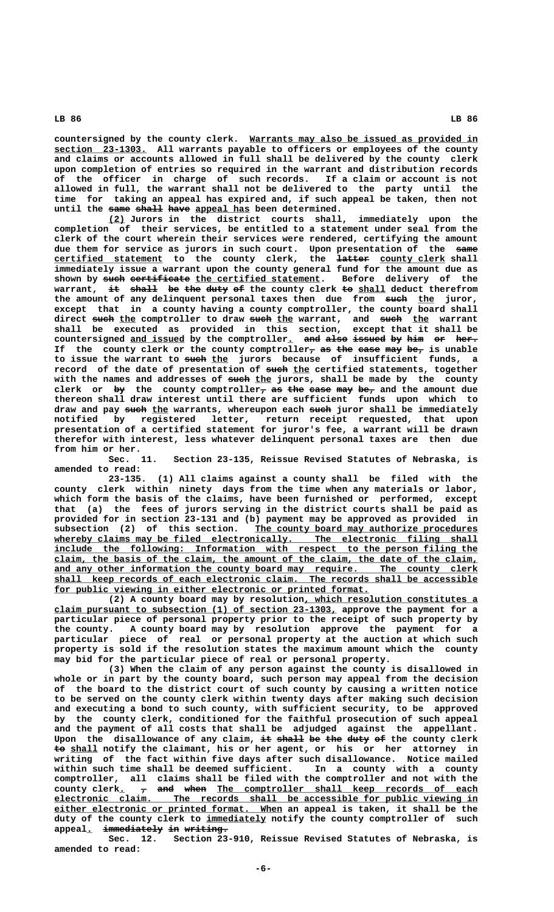countersigned by the county clerk. Warrants may also be issued as provided in section 23-1303. All warrants payable to officers or employees of the county and claims or accounts allowed in full shall be delivered by the county clerk upon completion of entries so required in the warrant and distribution records of the officer in charge of such records. If a claim or account is not allowed in full, the warrant shall not be delivered to the party until the time for taking an appeal has expired and, if such appeal be taken, then not until the same shall have appeal has been determined.

(2) Jurors in the district courts shall, immediately upon the completion of their services, be entitled to a statement under seal from the clerk of the court wherein their services were rendered, certifying the amount due them for service as jurors in such court. Upon presentation of the same certified statement to the county clerk, the latter county clerk shall immediately issue a warrant upon the county general fund for the amount due as shown by such certificate the certified statement. Before delivery of the warrant, it shall be the duty of the county clerk to shall deduct therefrom the amount of any delinquent personal taxes then due from such the juror, except that in a county having a county comptroller, the county board shall direct such the comptroller to draw such the warrant, and such the warrant shall be executed as provided in this section, except that it shall be countersigned and issued by the comptroller. and also issued by him or her. If the county clerk or the county comptroller, as the case may be, is unable to issue the warrant to such the jurors because of insufficient funds, a record of the date of presentation of such the certified statements, together with the names and addresses of such the jurors, shall be made by the county clerk or by the county comptroller, as the case may be, and the amount due thereon shall draw interest until there are sufficient funds upon which to draw and pay such the warrants, whereupon each such juror shall be immediately notified by registered letter, return receipt requested, that upon presentation of a certified statement for juror's fee, a warrant will be drawn therefor with interest, less whatever delinquent personal taxes are then due from him or her.

Sec. 11. Section 23-135, Reissue Revised Statutes of Nebraska, is amended to read:

23-135. (1) All claims against a county shall be filed with the county clerk within ninety days from the time when any materials or labor, which form the basis of the claims, have been furnished or performed, except that (a) the fees of jurors serving in the district courts shall be paid as provided for in section 23-131 and (b) payment may be approved as provided in subsection (2) of this section. The county board may authorize procedures whereby claims may be filed electronically. The electronic filing shall include the following: Information with respect to the person filing the claim, the basis of the claim, the amount of the claim, the date of the claim, and any other information the county board may require. The county clerk shall keep records of each electronic claim. The records shall be accessible for public viewing in either electronic or printed format.

(2) A county board may by resolution, which resolution constitutes a claim pursuant to subsection (1) of section 23-1303, approve the payment for a particular piece of personal property prior to the receipt of such property by the county. A county board may by resolution approve the payment for a particular piece of real or personal property at the auction at which such property is sold if the resolution states the maximum amount which the county may bid for the particular piece of real or personal property.

(3) When the claim of any person against the county is disallowed in whole or in part by the county board, such person may appeal from the decision of the board to the district court of such county by causing a written notice to be served on the county clerk within twenty days after making such decision and executing a bond to such county, with sufficient security, to be approved by the county clerk, conditioned for the faithful prosecution of such appeal and the payment of all costs that shall be adjudged against the appellant. Upon the disallowance of any claim, it shall be the duty of the county clerk to shall notify the claimant, his or her agent, or his or her attorney in writing of the fact within five days after such disallowance. Notice mailed within such time shall be deemed sufficient. In a county with a county comptroller, all claims shall be filed with the comptroller and not with the county clerk. , and when The comptroller shall keep records of each electronic claim. The records shall be accessible for public viewing in either electronic or printed format. When an appeal is taken, it shall be the duty of the county clerk to immediately notify the county comptroller of such appeal. immediately in writing.

Sec. 12. Section 23-910, Reissue Revised Statutes of Nebraska, is amended to read: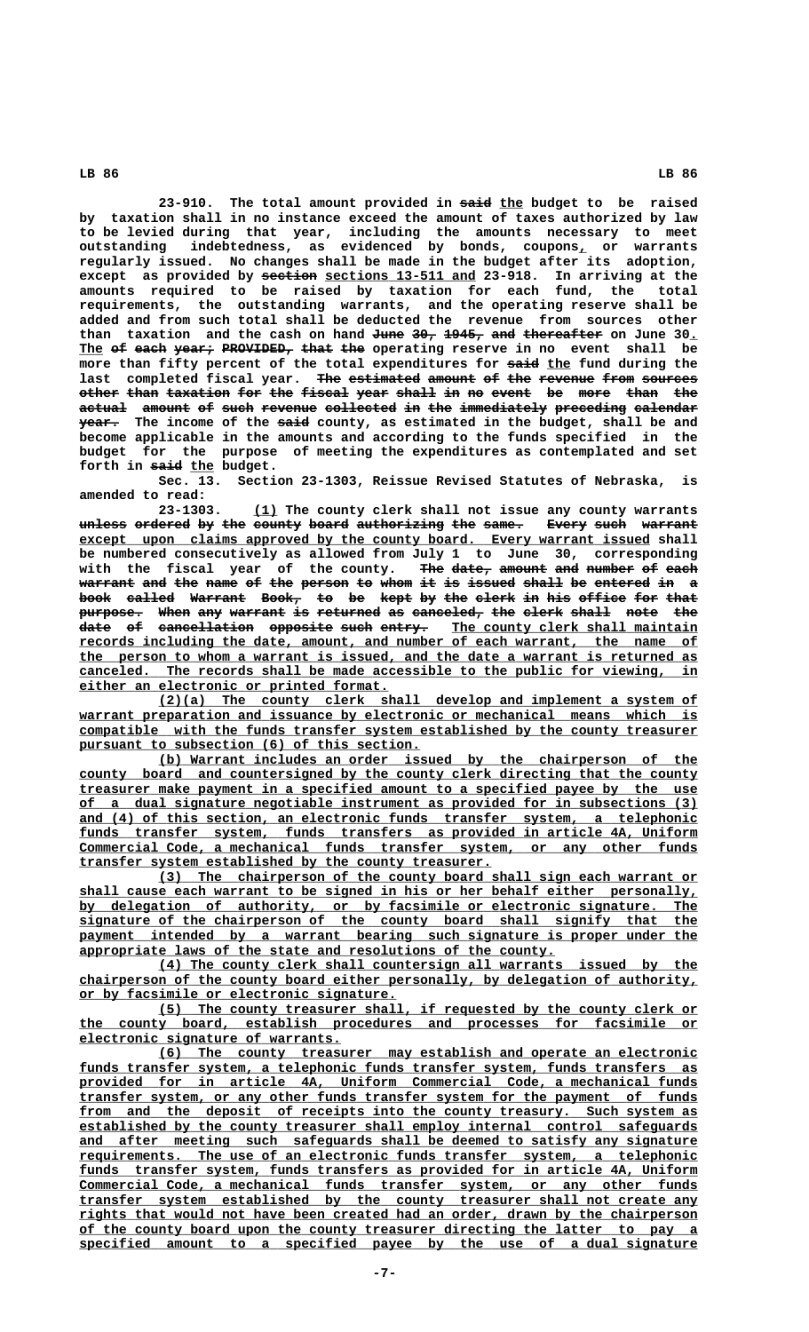23-910. The total amount provided in ~~said~~ the budget to be raised by taxation shall in no instance exceed the amount of taxes authorized by law to be levied during that year, including the amounts necessary to meet outstanding indebtedness, as evidenced by bonds, coupons, or warrants regularly issued. No changes shall be made in the budget after its adoption, except as provided by ~~section~~ sections 13-511 and 23-918. In arriving at the amounts required to be raised by taxation for each fund, the total requirements, the outstanding warrants, and the operating reserve shall be added and from such total shall be deducted the revenue from sources other than taxation and the cash on hand ~~June 30, 1945, and thereafter~~ on June 30. The ~~of each year; PROVIDED, that the~~ operating reserve in no event shall be more than fifty percent of the total expenditures for ~~said~~ the fund during the last completed fiscal year. ~~The estimated amount of the revenue from sources other than taxation for the fiscal year shall in no event be more than the actual amount of such revenue collected in the immediately preceding calendar year.~~ The income of the ~~said~~ county, as estimated in the budget, shall be and become applicable in the amounts and according to the funds specified in the budget for the purpose of meeting the expenditures as contemplated and set forth in ~~said~~ the budget.

Sec. 13. Section 23-1303, Reissue Revised Statutes of Nebraska, is amended to read:

23-1303. (1) The county clerk shall not issue any county warrants ~~unless ordered by the county board authorizing the same. Every such warrant~~ except upon claims approved by the county board. Every warrant issued shall be numbered consecutively as allowed from July 1 to June 30, corresponding with the fiscal year of the county. ~~The date, amount and number of each warrant and the name of the person to whom it is issued shall be entered in a book called Warrant Book, to be kept by the clerk in his office for that purpose. When any warrant is returned as canceled, the clerk shall note the date of cancellation opposite such entry.~~ The county clerk shall maintain records including the date, amount, and number of each warrant, the name of the person to whom a warrant is issued, and the date a warrant is returned as canceled. The records shall be made accessible to the public for viewing, in either an electronic or printed format.

(2)(a) The county clerk shall develop and implement a system of warrant preparation and issuance by electronic or mechanical means which is compatible with the funds transfer system established by the county treasurer pursuant to subsection (6) of this section.

(b) Warrant includes an order issued by the chairperson of the county board and countersigned by the county clerk directing that the county treasurer make payment in a specified amount to a specified payee by the use of a dual signature negotiable instrument as provided for in subsections (3) and (4) of this section, an electronic funds transfer system, a telephonic funds transfer system, funds transfers as provided in article 4A, Uniform Commercial Code, a mechanical funds transfer system, or any other funds transfer system established by the county treasurer.

(3) The chairperson of the county board shall sign each warrant or shall cause each warrant to be signed in his or her behalf either personally, by delegation of authority, or by facsimile or electronic signature. The signature of the chairperson of the county board shall signify that the payment intended by a warrant bearing such signature is proper under the appropriate laws of the state and resolutions of the county.

(4) The county clerk shall countersign all warrants issued by the chairperson of the county board either personally, by delegation of authority, or by facsimile or electronic signature.

(5) The county treasurer shall, if requested by the county clerk or the county board, establish procedures and processes for facsimile or electronic signature of warrants.

(6) The county treasurer may establish and operate an electronic funds transfer system, a telephonic funds transfer system, funds transfers as provided for in article 4A, Uniform Commercial Code, a mechanical funds transfer system, or any other funds transfer system for the payment of funds from and the deposit of receipts into the county treasury. Such system as established by the county treasurer shall employ internal control safeguards and after meeting such safeguards shall be deemed to satisfy any signature requirements. The use of an electronic funds transfer system, a telephonic funds transfer system, funds transfers as provided for in article 4A, Uniform Commercial Code, a mechanical funds transfer system, or any other funds transfer system established by the county treasurer shall not create any rights that would not have been created had an order, drawn by the chairperson of the county board upon the county treasurer directing the latter to pay a specified amount to a specified payee by the use of a dual signature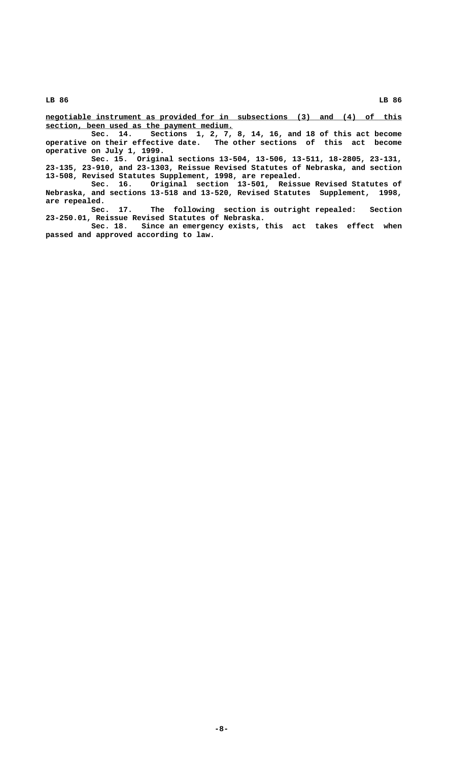negotiable instrument as provided for in subsections (3) and (4) of this section, been used as the payment medium.

Sec. 14. Sections 1, 2, 7, 8, 14, 16, and 18 of this act become operative on their effective date. The other sections of this act become operative on July 1, 1999.

Sec. 15. Original sections 13-504, 13-506, 13-511, 18-2805, 23-131, 23-135, 23-910, and 23-1303, Reissue Revised Statutes of Nebraska, and section 13-508, Revised Statutes Supplement, 1998, are repealed.

Sec. 16. Original section 13-501, Reissue Revised Statutes of Nebraska, and sections 13-518 and 13-520, Revised Statutes Supplement, 1998, are repealed.

Sec. 17. The following section is outright repealed: Section 23-250.01, Reissue Revised Statutes of Nebraska.

Sec. 18. Since an emergency exists, this act takes effect when passed and approved according to law.